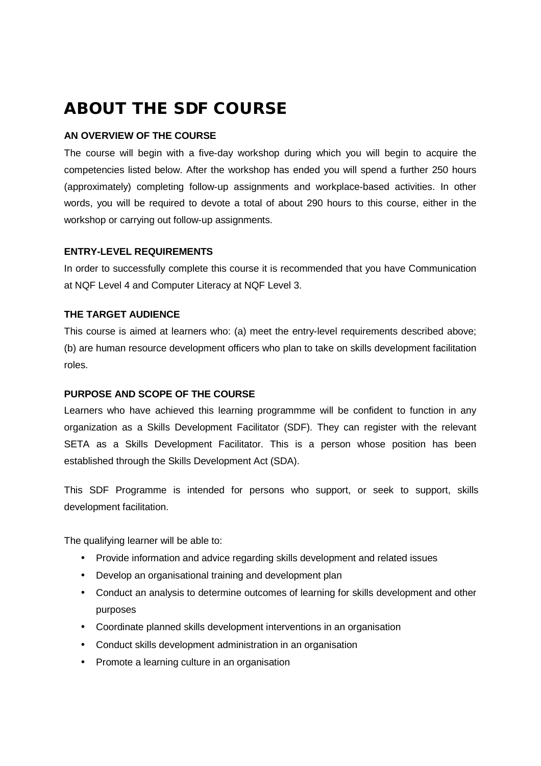# ABOUT THE SDF COURSE

### AN OVERVIEW OF THE COURSE

The course will begin with a five-day workshop during which you will begin to acquire the competencies listed below. After the workshop has ended you will spend a further 250 hours (approximately) completing follow-up assignments and workplace-based activities. In other words, you will be required to devote a total of about 290 hours to this course, either in the workshop or carrying out follow-up assignments.

### ENTRY-LEVEL REQUIREMENTS

In order to successfully complete this course it is recommended that you have Communication at NQF Level 4 and Computer Literacy at NQF Level 3.

### THE TARGET AUDIENCE

This course is aimed at learners who: (a) meet the entry-level requirements described above; (b) are human resource development officers who plan to take on skills development facilitation roles.

### PURPOSE AND SCOPE OF THE COURSE

Learners who have achieved this learning programmme will be confident to function in any organization as a Skills Development Facilitator (SDF). They can register with the relevant SETA as a Skills Development Facilitator. This is a person whose position has been established through the Skills Development Act (SDA).

This SDF Programme is intended for persons who support, or seek to support, skills development facilitation.

The qualifying learner will be able to:

- Provide information and advice regarding skills development and related issues
- Develop an organisational training and development plan
- Conduct an analysis to determine outcomes of learning for skills development and other purposes
- Coordinate planned skills development interventions in an organisation
- Conduct skills development administration in an organisation
- Promote a learning culture in an organisation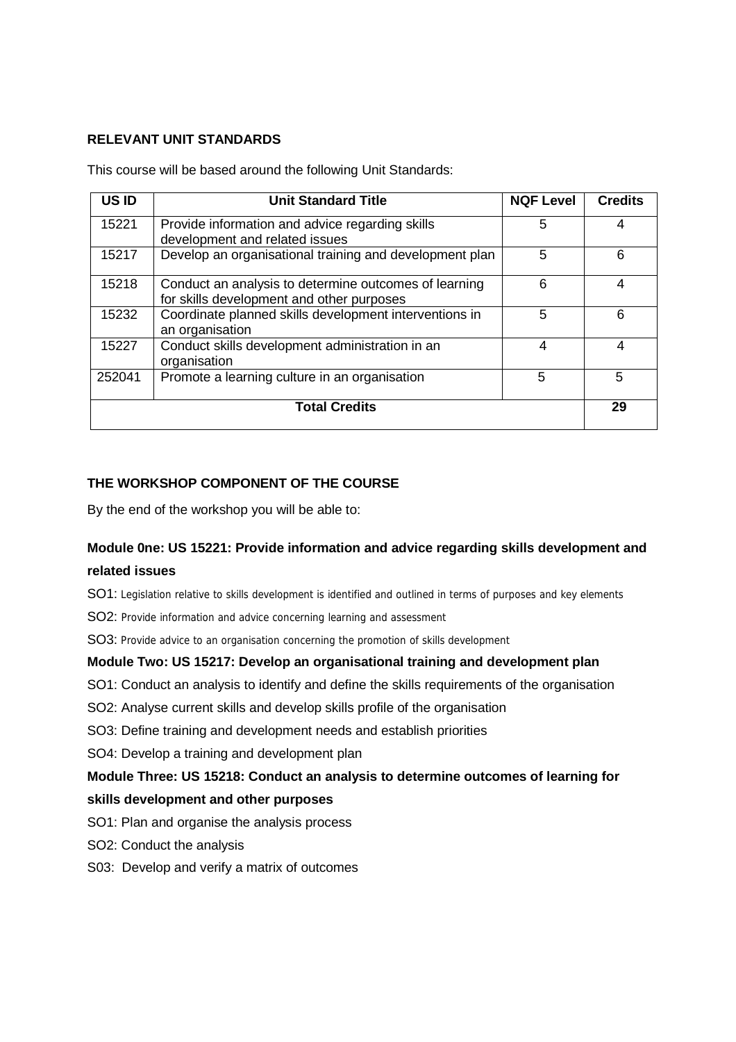**RELEVANT UNIT STANDARDS**

This course will be based around the following Unit Standards:

| US ID | Unit Standard Title | NQF Level | Credits |
|---|---|---|---|
| 15221 | Provide information and advice regarding skills development and related issues | 5 | 4 |
| 15217 | Develop an organisational training and development plan | 5 | 6 |
| 15218 | Conduct an analysis to determine outcomes of learning for skills development and other purposes | 6 | 4 |
| 15232 | Coordinate planned skills development interventions in an organisation | 5 | 6 |
| 15227 | Conduct skills development administration in an organisation | 4 | 4 |
| 252041 | Promote a learning culture in an organisation | 5 | 5 |
| **Total Credits** | | | **29** |

**THE WORKSHOP COMPONENT OF THE COURSE**

By the end of the workshop you will be able to:

**Module 0ne: US 15221: Provide information and advice regarding skills development and related issues**

SO1: Legislation relative to skills development is identified and outlined in terms of purposes and key elements

SO2: Provide information and advice concerning learning and assessment

SO3: Provide advice to an organisation concerning the promotion of skills development

**Module Two: US 15217: Develop an organisational training and development plan**

SO1: Conduct an analysis to identify and define the skills requirements of the organisation

SO2: Analyse current skills and develop skills profile of the organisation

SO3: Define training and development needs and establish priorities

SO4: Develop a training and development plan

**Module Three: US 15218: Conduct an analysis to determine outcomes of learning for skills development and other purposes**

SO1: Plan and organise the analysis process

SO2: Conduct the analysis

S03: Develop and verify a matrix of outcomes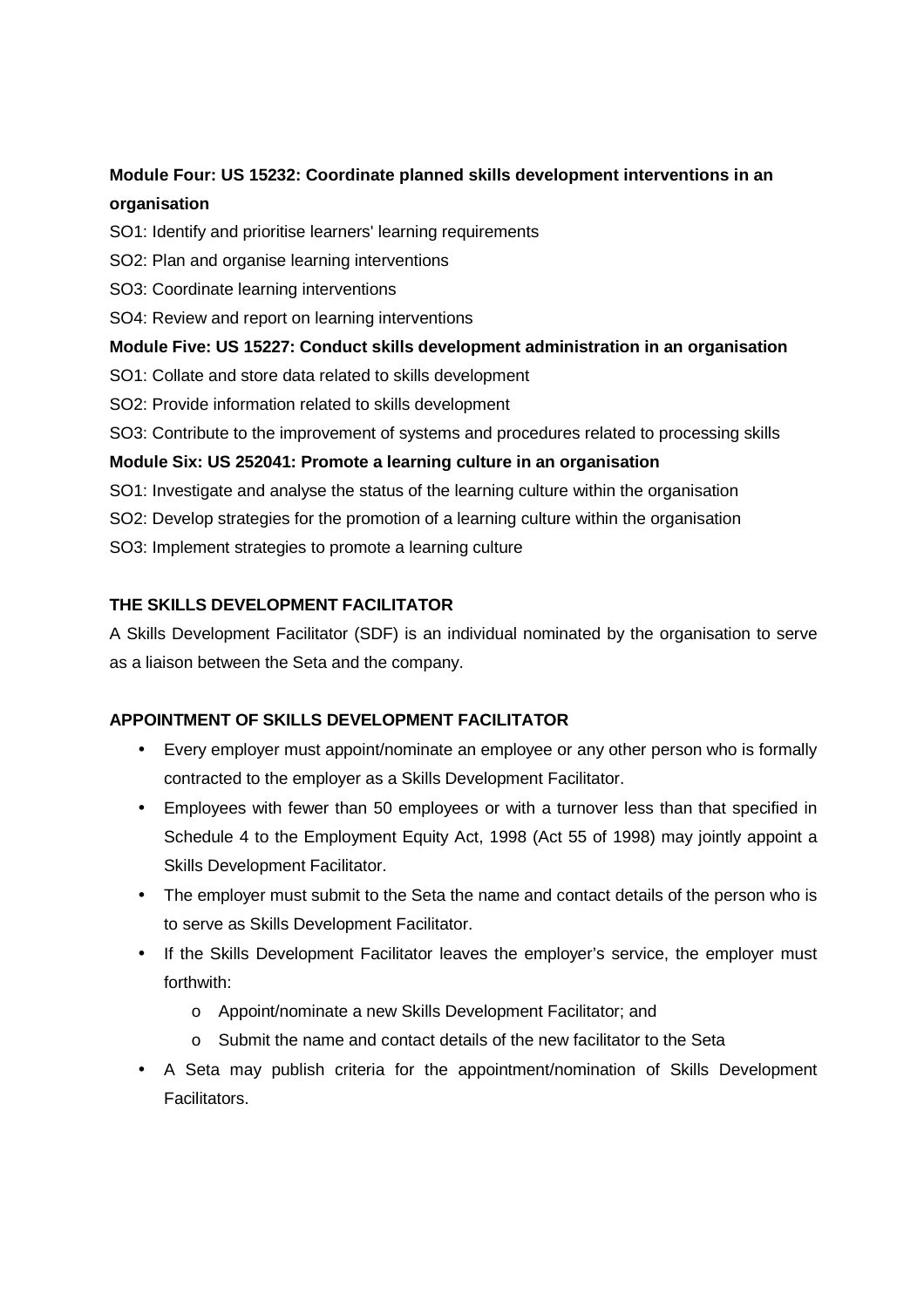**Module Four: US 15232: Coordinate planned skills development interventions in an organisation**

SO1: Identify and prioritise learners' learning requirements

SO2: Plan and organise learning interventions

SO3: Coordinate learning interventions

SO4: Review and report on learning interventions

**Module Five: US 15227: Conduct skills development administration in an organisation**

SO1: Collate and store data related to skills development

SO2: Provide information related to skills development

SO3: Contribute to the improvement of systems and procedures related to processing skills

**Module Six: US 252041: Promote a learning culture in an organisation**

SO1: Investigate and analyse the status of the learning culture within the organisation

SO2: Develop strategies for the promotion of a learning culture within the organisation

SO3: Implement strategies to promote a learning culture

**THE SKILLS DEVELOPMENT FACILITATOR**

A Skills Development Facilitator (SDF) is an individual nominated by the organisation to serve as a liaison between the Seta and the company.

**APPOINTMENT OF SKILLS DEVELOPMENT FACILITATOR**

- Every employer must appoint/nominate an employee or any other person who is formally contracted to the employer as a Skills Development Facilitator.
- Employees with fewer than 50 employees or with a turnover less than that specified in Schedule 4 to the Employment Equity Act, 1998 (Act 55 of 1998) may jointly appoint a Skills Development Facilitator.
- The employer must submit to the Seta the name and contact details of the person who is to serve as Skills Development Facilitator.
- If the Skills Development Facilitator leaves the employer's service, the employer must forthwith:
  - Appoint/nominate a new Skills Development Facilitator; and
  - Submit the name and contact details of the new facilitator to the Seta
- A Seta may publish criteria for the appointment/nomination of Skills Development Facilitators.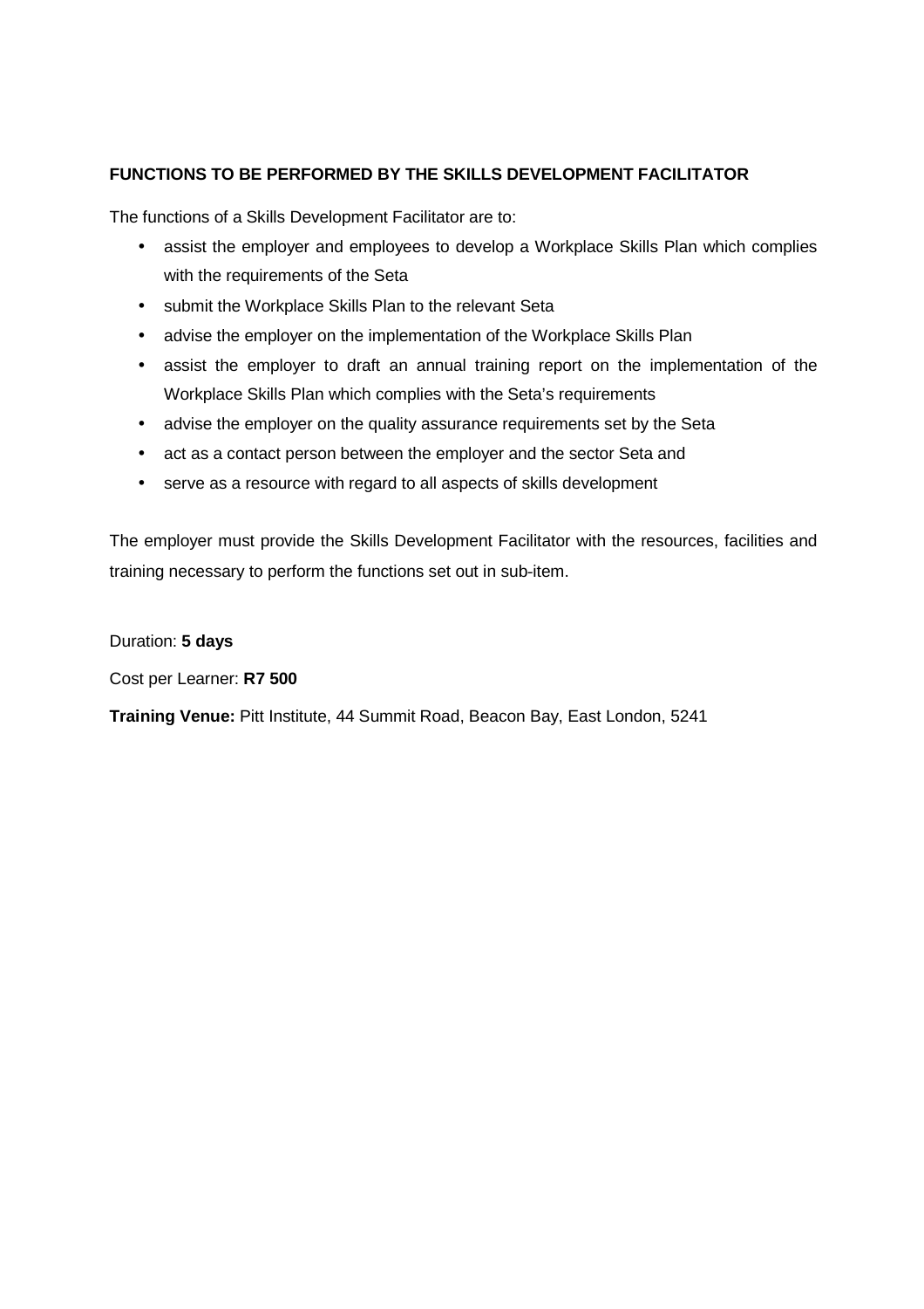**FUNCTIONS TO BE PERFORMED BY THE SKILLS DEVELOPMENT FACILITATOR**

The functions of a Skills Development Facilitator are to:

- assist the employer and employees to develop a Workplace Skills Plan which complies with the requirements of the Seta
- submit the Workplace Skills Plan to the relevant Seta
- advise the employer on the implementation of the Workplace Skills Plan
- assist the employer to draft an annual training report on the implementation of the Workplace Skills Plan which complies with the Seta's requirements
- advise the employer on the quality assurance requirements set by the Seta
- act as a contact person between the employer and the sector Seta and
- serve as a resource with regard to all aspects of skills development

The employer must provide the Skills Development Facilitator with the resources, facilities and training necessary to perform the functions set out in sub-item.

Duration: **5 days**

Cost per Learner: **R7 500**

**Training Venue:** Pitt Institute, 44 Summit Road, Beacon Bay, East London, 5241